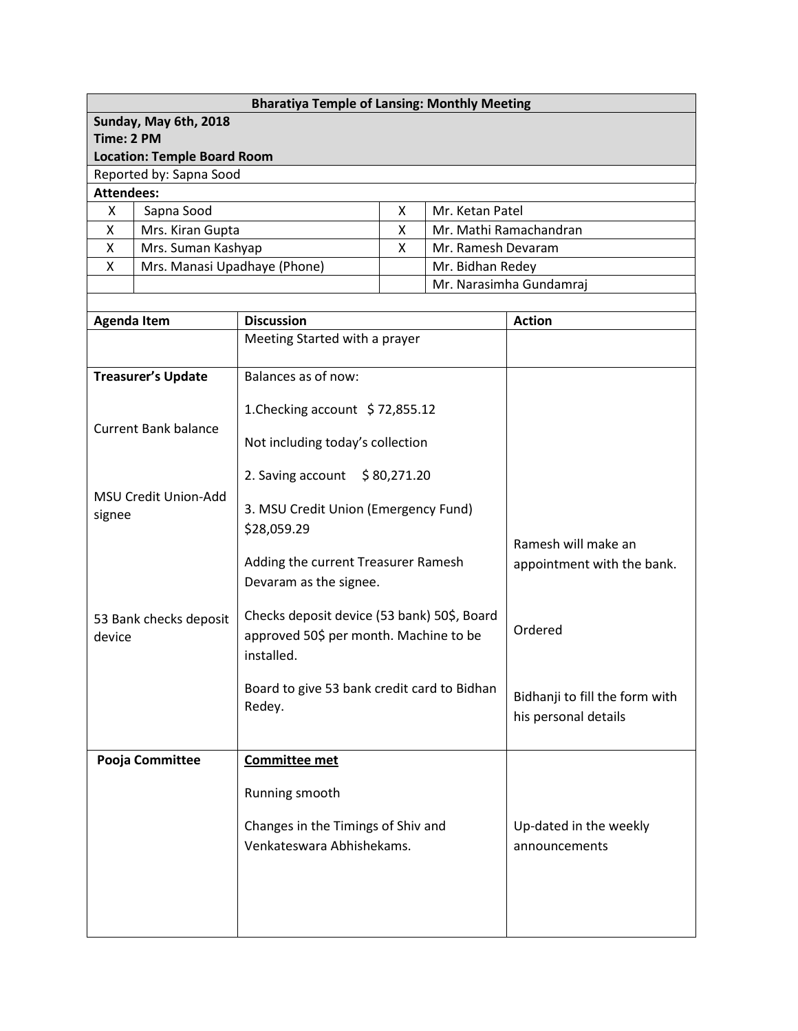# Bharatiya Temple of Lansing: Monthly Meeting

**Sunday, May 6th, 2018**
**Time: 2 PM**
**Location: Temple Board Room**

Reported by: Sapna Sood

**Attendees:**

| | | | |
|---|---|---|---|
| X | Sapna Sood | X | Mr. Ketan Patel |
| X | Mrs. Kiran Gupta | X | Mr. Mathi Ramachandran |
| X | Mrs. Suman Kashyap | X | Mr. Ramesh Devaram |
| X | Mrs. Manasi Upadhaye (Phone) | | Mr. Bidhan Redey |
| | | | Mr. Narasimha Gundamraj |

| Agenda Item | Discussion | Action |
|---|---|---|
| | Meeting Started with a prayer | |
| **Treasurer's Update**<br><br>Current Bank balance<br><br>MSU Credit Union-Add signee<br><br>53 Bank checks deposit device | Balances as of now:<br><br>1.Checking account $ 72,855.12<br><br>Not including today's collection<br><br>2. Saving account $ 80,271.20<br><br>3. MSU Credit Union (Emergency Fund) $28,059.29<br><br>Adding the current Treasurer Ramesh Devaram as the signee.<br><br>Checks deposit device (53 bank) 50$, Board approved 50$ per month. Machine to be installed.<br><br>Board to give 53 bank credit card to Bidhan Redey. | Ramesh will make an appointment with the bank.<br><br>Ordered<br><br>Bidhanji to fill the form with his personal details |
| **Pooja Committee** | **<u>Committee met</u>**<br><br>Running smooth<br><br>Changes in the Timings of Shiv and Venkateswara Abhishekams. | Up-dated in the weekly announcements |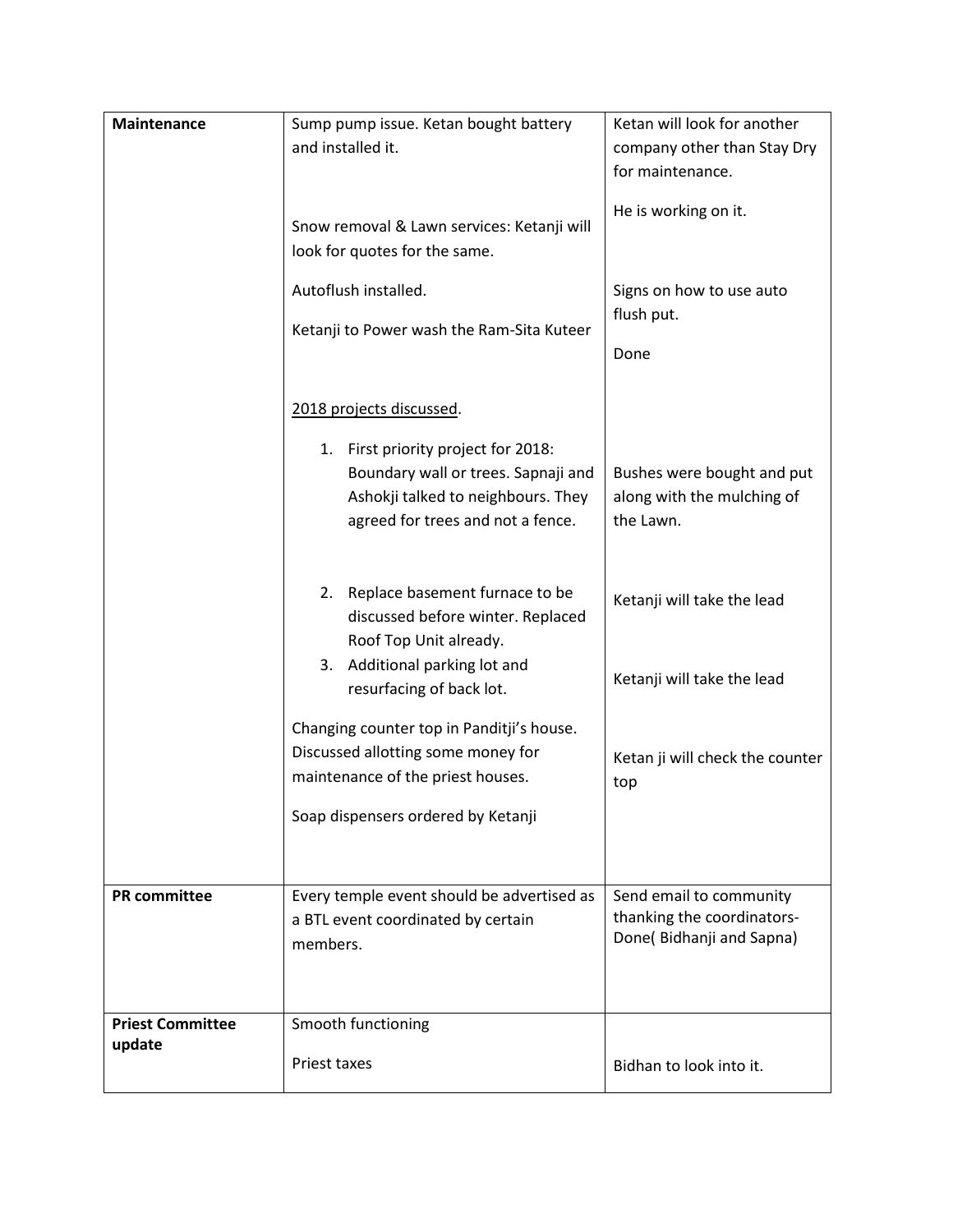| | | |
|---|---|---|
| **Maintenance** | Sump pump issue. Ketan bought battery and installed it.<br><br>Snow removal & Lawn services: Ketanji will look for quotes for the same.<br><br>Autoflush installed.<br><br>Ketanji to Power wash the Ram-Sita Kuteer<br><br><u>2018 projects discussed</u>.<br><br>1. First priority project for 2018: Boundary wall or trees. Sapnaji and Ashokji talked to neighbours. They agreed for trees and not a fence.<br><br>2. Replace basement furnace to be discussed before winter. Replaced Roof Top Unit already.<br>3. Additional parking lot and resurfacing of back lot.<br><br>Changing counter top in Panditji's house. Discussed allotting some money for maintenance of the priest houses.<br><br>Soap dispensers ordered by Ketanji | Ketan will look for another company other than Stay Dry for maintenance.<br><br>He is working on it.<br><br>Signs on how to use auto flush put.<br><br>Done<br><br>Bushes were bought and put along with the mulching of the Lawn.<br><br>Ketanji will take the lead<br><br>Ketanji will take the lead<br><br>Ketan ji will check the counter top |
| **PR committee** | Every temple event should be advertised as a BTL event coordinated by certain members. | Send email to community thanking the coordinators-Done( Bidhanji and Sapna) |
| **Priest Committee update** | Smooth functioning<br><br>Priest taxes | Bidhan to look into it. |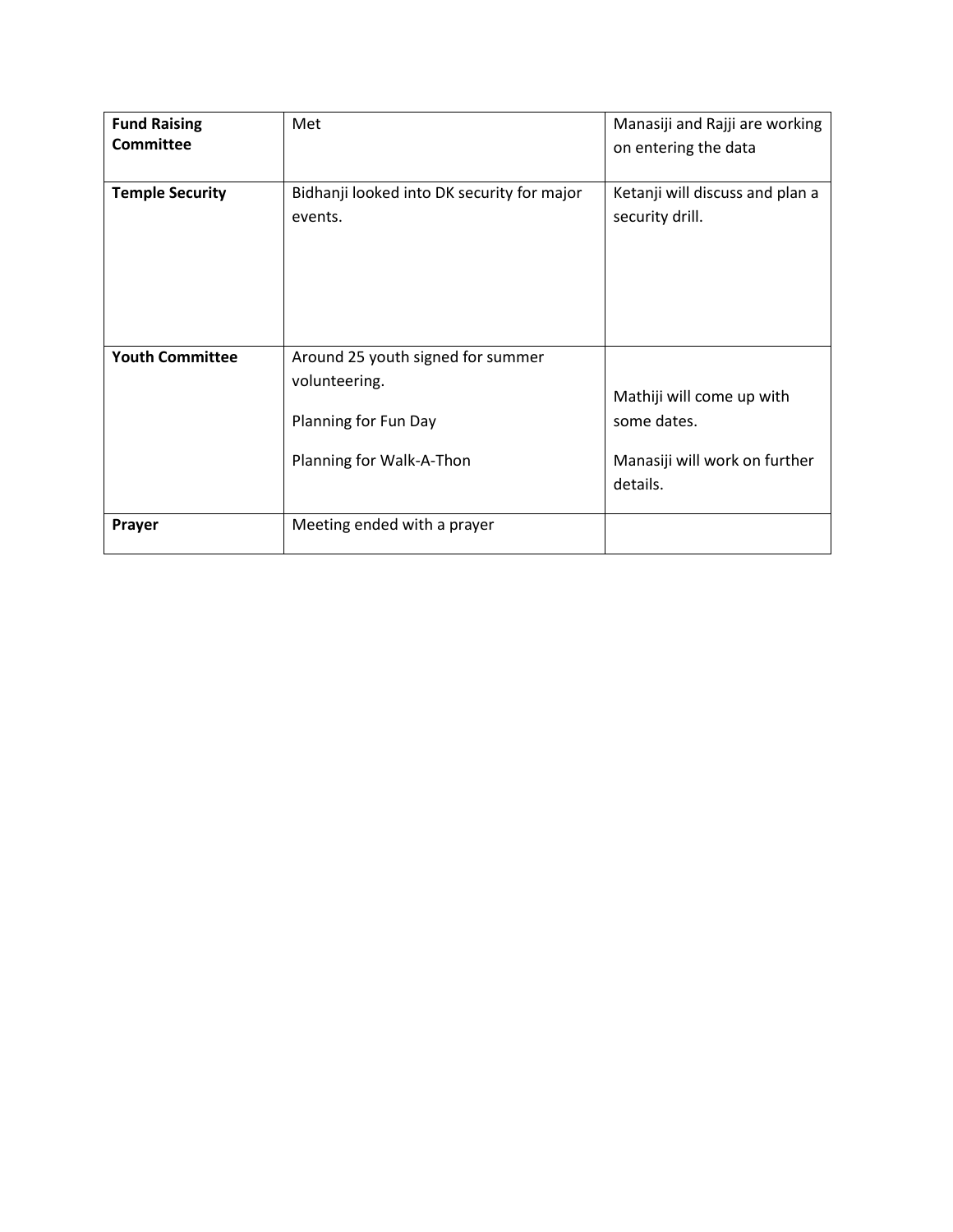| | | |
|---|---|---|
| **Fund Raising Committee** | Met | Manasiji and Rajji are working on entering the data |
| **Temple Security** | Bidhanji looked into DK security for major events. | Ketanji will discuss and plan a security drill. |
| **Youth Committee** | Around 25 youth signed for summer volunteering.<br><br>Planning for Fun Day<br><br>Planning for Walk-A-Thon | Mathiji will come up with some dates.<br><br>Manasiji will work on further details. |
| **Prayer** | Meeting ended with a prayer | |